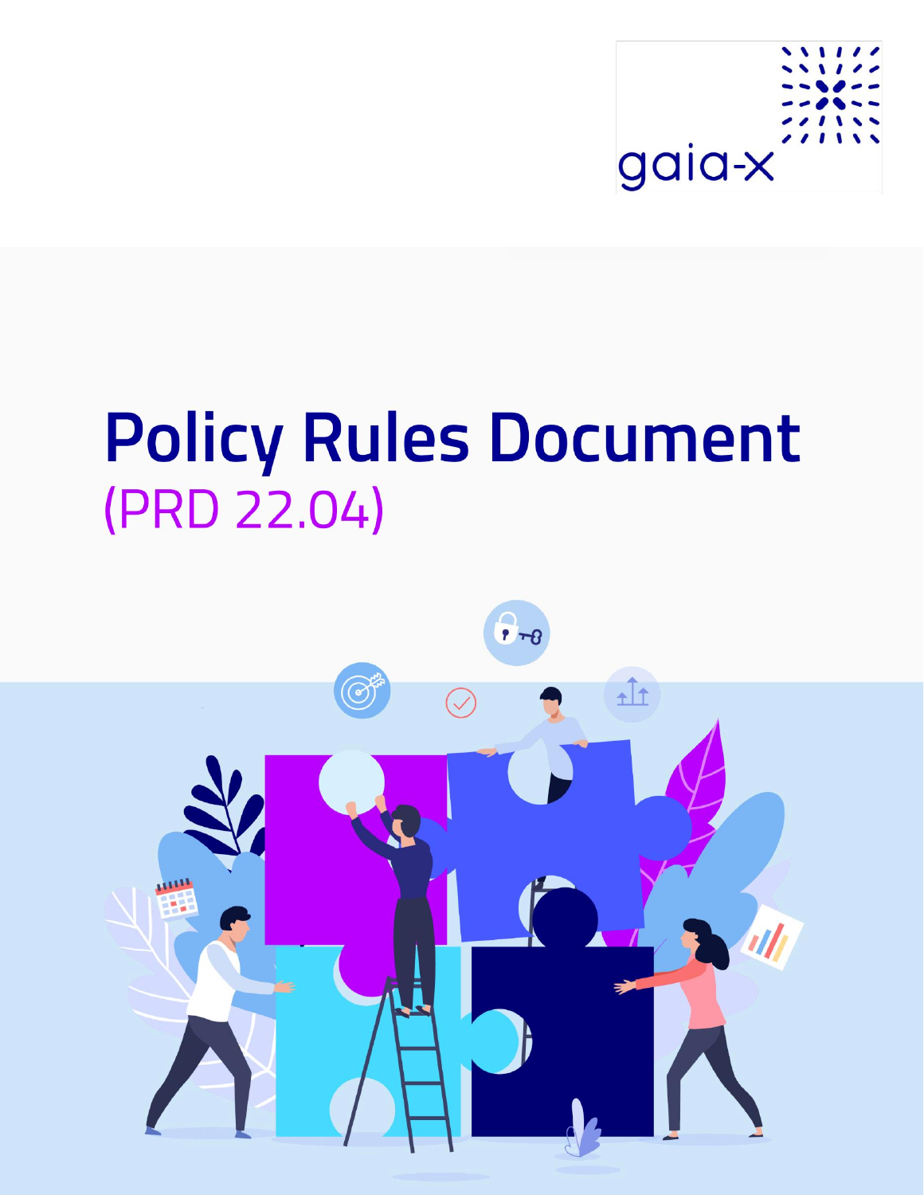gaia-x

# Policy Rules Document

## (PRD 22.04)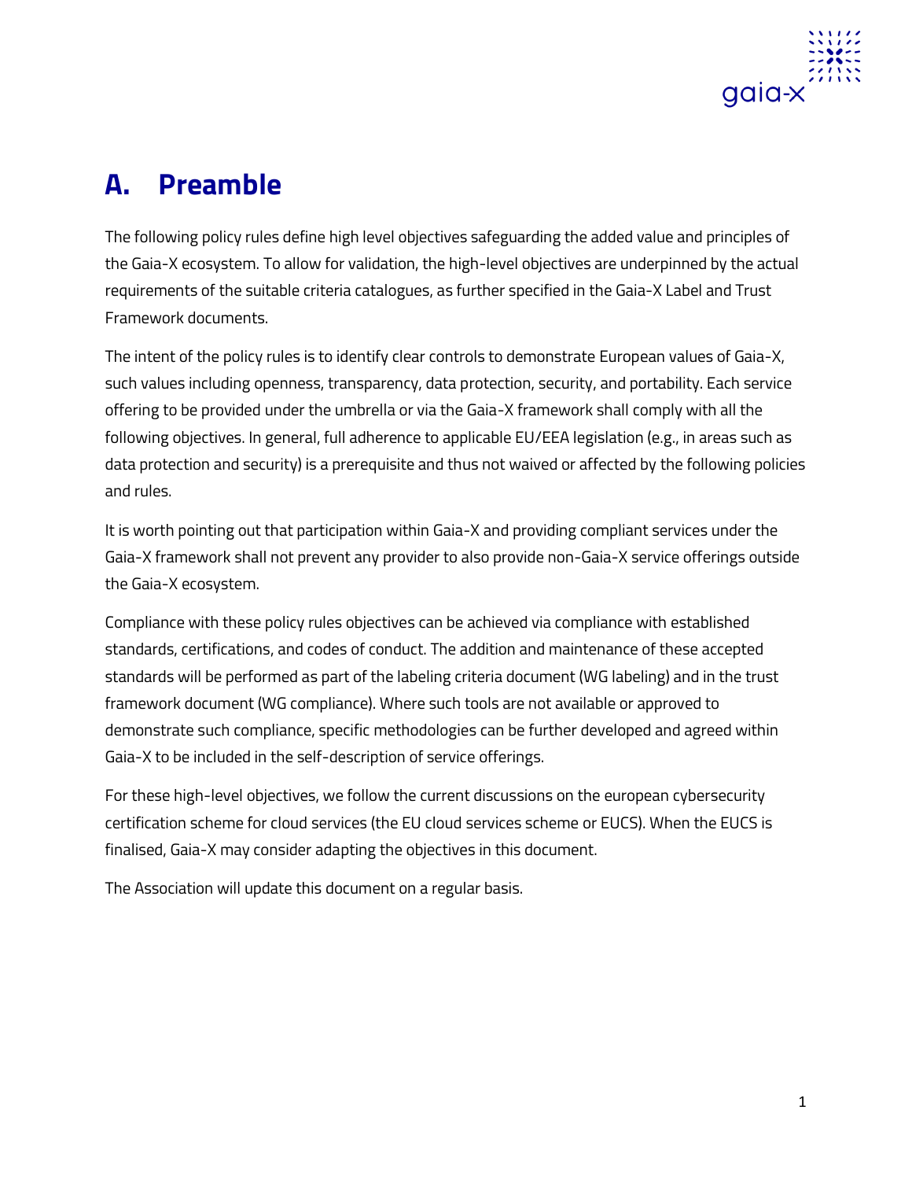# A. Preamble

The following policy rules define high level objectives safeguarding the added value and principles of the Gaia-X ecosystem. To allow for validation, the high-level objectives are underpinned by the actual requirements of the suitable criteria catalogues, as further specified in the Gaia-X Label and Trust Framework documents.

The intent of the policy rules is to identify clear controls to demonstrate European values of Gaia-X, such values including openness, transparency, data protection, security, and portability. Each service offering to be provided under the umbrella or via the Gaia-X framework shall comply with all the following objectives. In general, full adherence to applicable EU/EEA legislation (e.g., in areas such as data protection and security) is a prerequisite and thus not waived or affected by the following policies and rules.

It is worth pointing out that participation within Gaia-X and providing compliant services under the Gaia-X framework shall not prevent any provider to also provide non-Gaia-X service offerings outside the Gaia-X ecosystem.

Compliance with these policy rules objectives can be achieved via compliance with established standards, certifications, and codes of conduct. The addition and maintenance of these accepted standards will be performed as part of the labeling criteria document (WG labeling) and in the trust framework document (WG compliance). Where such tools are not available or approved to demonstrate such compliance, specific methodologies can be further developed and agreed within Gaia-X to be included in the self-description of service offerings.

For these high-level objectives, we follow the current discussions on the european cybersecurity certification scheme for cloud services (the EU cloud services scheme or EUCS). When the EUCS is finalised, Gaia-X may consider adapting the objectives in this document.

The Association will update this document on a regular basis.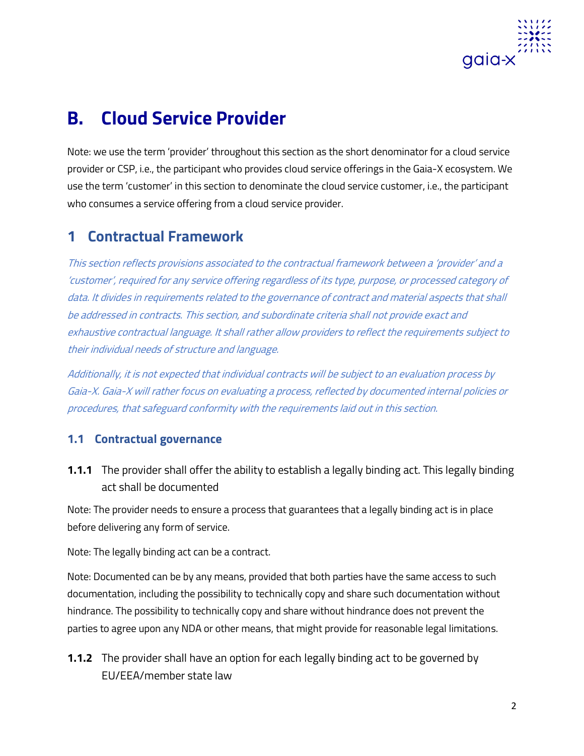# B. Cloud Service Provider

Note: we use the term 'provider' throughout this section as the short denominator for a cloud service provider or CSP, i.e., the participant who provides cloud service offerings in the Gaia-X ecosystem. We use the term 'customer' in this section to denominate the cloud service customer, i.e., the participant who consumes a service offering from a cloud service provider.

## 1 Contractual Framework

*This section reflects provisions associated to the contractual framework between a 'provider' and a 'customer', required for any service offering regardless of its type, purpose, or processed category of data. It divides in requirements related to the governance of contract and material aspects that shall be addressed in contracts. This section, and subordinate criteria shall not provide exact and exhaustive contractual language. It shall rather allow providers to reflect the requirements subject to their individual needs of structure and language.*

*Additionally, it is not expected that individual contracts will be subject to an evaluation process by Gaia-X. Gaia-X will rather focus on evaluating a process, reflected by documented internal policies or procedures, that safeguard conformity with the requirements laid out in this section.*

### 1.1 Contractual governance

**1.1.1** The provider shall offer the ability to establish a legally binding act. This legally binding act shall be documented

Note: The provider needs to ensure a process that guarantees that a legally binding act is in place before delivering any form of service.

Note: The legally binding act can be a contract.

Note: Documented can be by any means, provided that both parties have the same access to such documentation, including the possibility to technically copy and share such documentation without hindrance. The possibility to technically copy and share without hindrance does not prevent the parties to agree upon any NDA or other means, that might provide for reasonable legal limitations.

**1.1.2** The provider shall have an option for each legally binding act to be governed by EU/EEA/member state law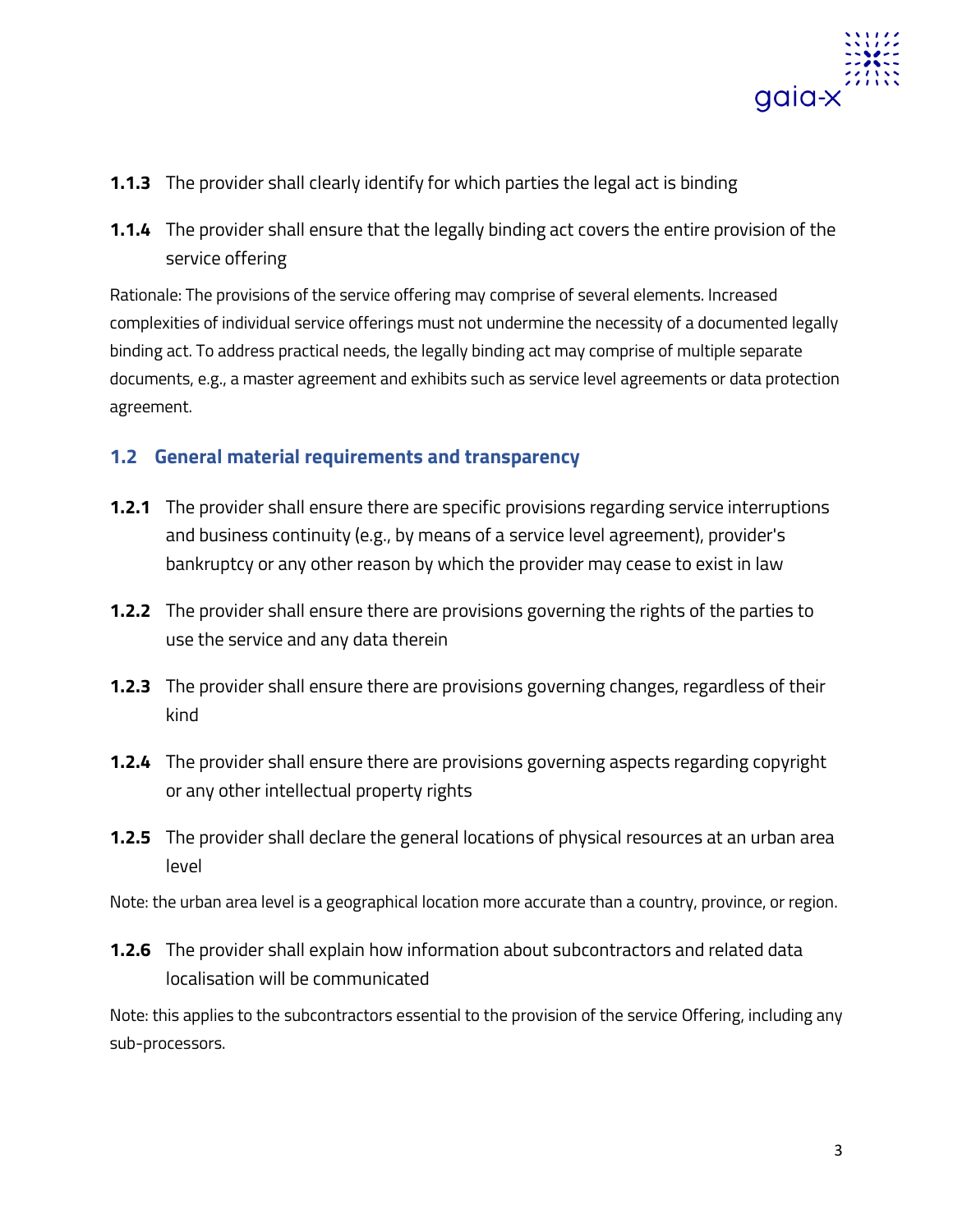**1.1.3** The provider shall clearly identify for which parties the legal act is binding

**1.1.4** The provider shall ensure that the legally binding act covers the entire provision of the service offering

Rationale: The provisions of the service offering may comprise of several elements. Increased complexities of individual service offerings must not undermine the necessity of a documented legally binding act. To address practical needs, the legally binding act may comprise of multiple separate documents, e.g., a master agreement and exhibits such as service level agreements or data protection agreement.

## 1.2 General material requirements and transparency

**1.2.1** The provider shall ensure there are specific provisions regarding service interruptions and business continuity (e.g., by means of a service level agreement), provider's bankruptcy or any other reason by which the provider may cease to exist in law

**1.2.2** The provider shall ensure there are provisions governing the rights of the parties to use the service and any data therein

**1.2.3** The provider shall ensure there are provisions governing changes, regardless of their kind

**1.2.4** The provider shall ensure there are provisions governing aspects regarding copyright or any other intellectual property rights

**1.2.5** The provider shall declare the general locations of physical resources at an urban area level

Note: the urban area level is a geographical location more accurate than a country, province, or region.

**1.2.6** The provider shall explain how information about subcontractors and related data localisation will be communicated

Note: this applies to the subcontractors essential to the provision of the service Offering, including any sub-processors.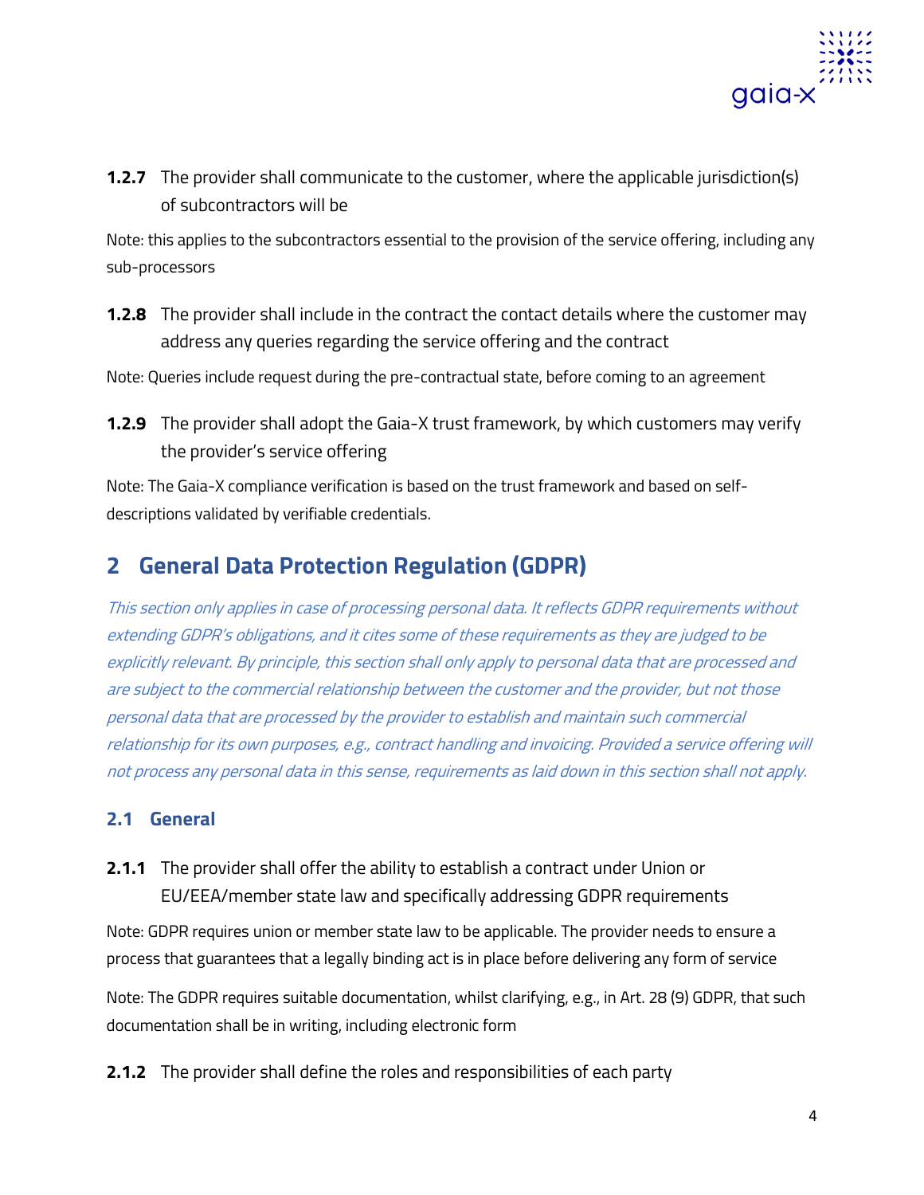**1.2.7** The provider shall communicate to the customer, where the applicable jurisdiction(s) of subcontractors will be

Note: this applies to the subcontractors essential to the provision of the service offering, including any sub-processors

**1.2.8** The provider shall include in the contract the contact details where the customer may address any queries regarding the service offering and the contract

Note: Queries include request during the pre-contractual state, before coming to an agreement

**1.2.9** The provider shall adopt the Gaia-X trust framework, by which customers may verify the provider's service offering

Note: The Gaia-X compliance verification is based on the trust framework and based on self-descriptions validated by verifiable credentials.

# 2 General Data Protection Regulation (GDPR)

*This section only applies in case of processing personal data. It reflects GDPR requirements without extending GDPR's obligations, and it cites some of these requirements as they are judged to be explicitly relevant. By principle, this section shall only apply to personal data that are processed and are subject to the commercial relationship between the customer and the provider, but not those personal data that are processed by the provider to establish and maintain such commercial relationship for its own purposes, e.g., contract handling and invoicing. Provided a service offering will not process any personal data in this sense, requirements as laid down in this section shall not apply.*

## 2.1 General

**2.1.1** The provider shall offer the ability to establish a contract under Union or EU/EEA/member state law and specifically addressing GDPR requirements

Note: GDPR requires union or member state law to be applicable. The provider needs to ensure a process that guarantees that a legally binding act is in place before delivering any form of service

Note: The GDPR requires suitable documentation, whilst clarifying, e.g., in Art. 28 (9) GDPR, that such documentation shall be in writing, including electronic form

**2.1.2** The provider shall define the roles and responsibilities of each party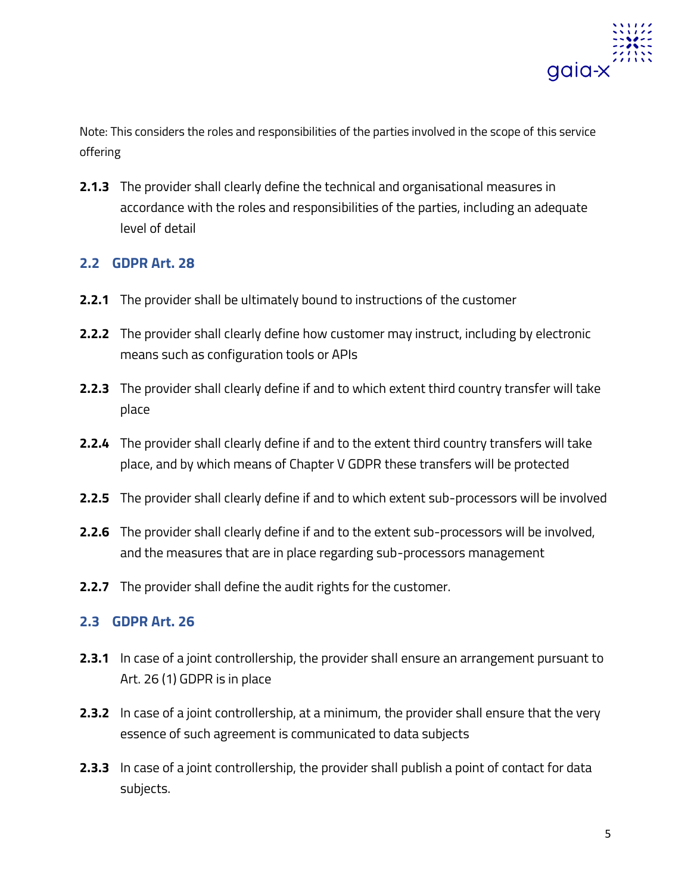Note: This considers the roles and responsibilities of the parties involved in the scope of this service offering

**2.1.3** The provider shall clearly define the technical and organisational measures in accordance with the roles and responsibilities of the parties, including an adequate level of detail

## 2.2 GDPR Art. 28

**2.2.1** The provider shall be ultimately bound to instructions of the customer

**2.2.2** The provider shall clearly define how customer may instruct, including by electronic means such as configuration tools or APIs

**2.2.3** The provider shall clearly define if and to which extent third country transfer will take place

**2.2.4** The provider shall clearly define if and to the extent third country transfers will take place, and by which means of Chapter V GDPR these transfers will be protected

**2.2.5** The provider shall clearly define if and to which extent sub-processors will be involved

**2.2.6** The provider shall clearly define if and to the extent sub-processors will be involved, and the measures that are in place regarding sub-processors management

**2.2.7** The provider shall define the audit rights for the customer.

## 2.3 GDPR Art. 26

**2.3.1** In case of a joint controllership, the provider shall ensure an arrangement pursuant to Art. 26 (1) GDPR is in place

**2.3.2** In case of a joint controllership, at a minimum, the provider shall ensure that the very essence of such agreement is communicated to data subjects

**2.3.3** In case of a joint controllership, the provider shall publish a point of contact for data subjects.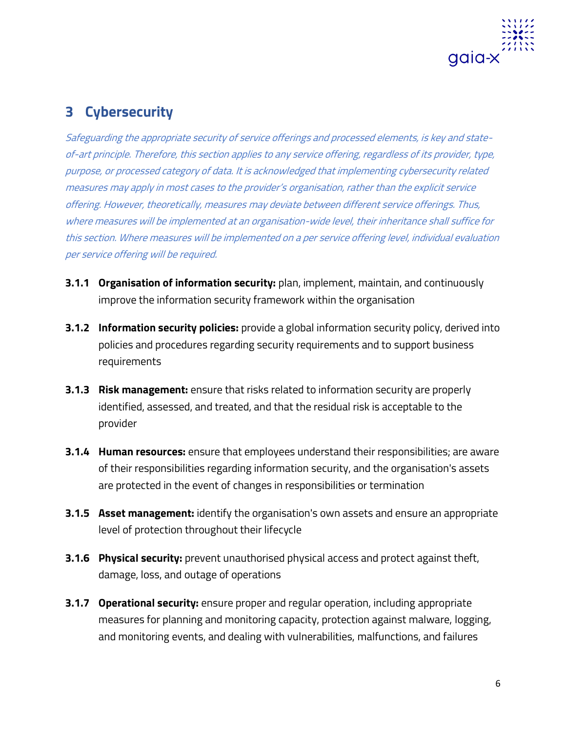# 3 Cybersecurity

*Safeguarding the appropriate security of service offerings and processed elements, is key and state-of-art principle. Therefore, this section applies to any service offering, regardless of its provider, type, purpose, or processed category of data. It is acknowledged that implementing cybersecurity related measures may apply in most cases to the provider's organisation, rather than the explicit service offering. However, theoretically, measures may deviate between different service offerings. Thus, where measures will be implemented at an organisation-wide level, their inheritance shall suffice for this section. Where measures will be implemented on a per service offering level, individual evaluation per service offering will be required.*

**3.1.1** **Organisation of information security:** plan, implement, maintain, and continuously improve the information security framework within the organisation

**3.1.2** **Information security policies:** provide a global information security policy, derived into policies and procedures regarding security requirements and to support business requirements

**3.1.3** **Risk management:** ensure that risks related to information security are properly identified, assessed, and treated, and that the residual risk is acceptable to the provider

**3.1.4** **Human resources:** ensure that employees understand their responsibilities; are aware of their responsibilities regarding information security, and the organisation's assets are protected in the event of changes in responsibilities or termination

**3.1.5** **Asset management:** identify the organisation's own assets and ensure an appropriate level of protection throughout their lifecycle

**3.1.6** **Physical security:** prevent unauthorised physical access and protect against theft, damage, loss, and outage of operations

**3.1.7** **Operational security:** ensure proper and regular operation, including appropriate measures for planning and monitoring capacity, protection against malware, logging, and monitoring events, and dealing with vulnerabilities, malfunctions, and failures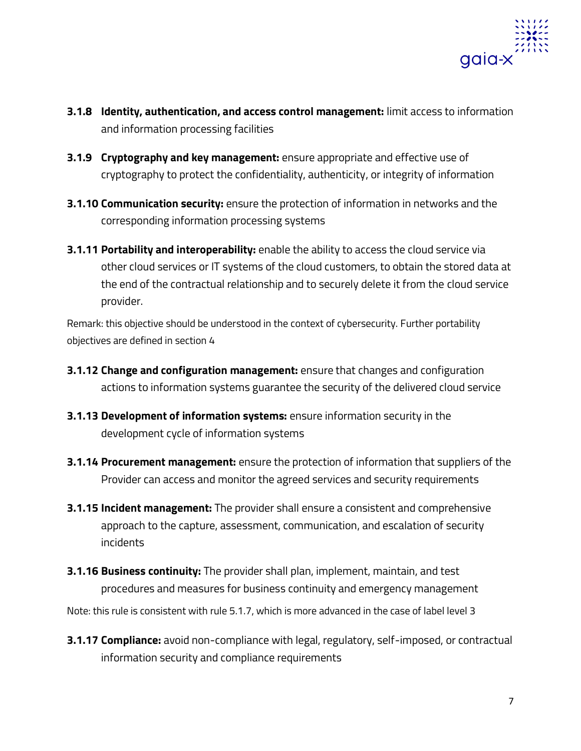**3.1.8 Identity, authentication, and access control management:** limit access to information and information processing facilities

**3.1.9 Cryptography and key management:** ensure appropriate and effective use of cryptography to protect the confidentiality, authenticity, or integrity of information

**3.1.10 Communication security:** ensure the protection of information in networks and the corresponding information processing systems

**3.1.11 Portability and interoperability:** enable the ability to access the cloud service via other cloud services or IT systems of the cloud customers, to obtain the stored data at the end of the contractual relationship and to securely delete it from the cloud service provider.

Remark: this objective should be understood in the context of cybersecurity. Further portability objectives are defined in section 4

**3.1.12 Change and configuration management:** ensure that changes and configuration actions to information systems guarantee the security of the delivered cloud service

**3.1.13 Development of information systems:** ensure information security in the development cycle of information systems

**3.1.14 Procurement management:** ensure the protection of information that suppliers of the Provider can access and monitor the agreed services and security requirements

**3.1.15 Incident management:** The provider shall ensure a consistent and comprehensive approach to the capture, assessment, communication, and escalation of security incidents

**3.1.16 Business continuity:** The provider shall plan, implement, maintain, and test procedures and measures for business continuity and emergency management

Note: this rule is consistent with rule 5.1.7, which is more advanced in the case of label level 3

**3.1.17 Compliance:** avoid non-compliance with legal, regulatory, self-imposed, or contractual information security and compliance requirements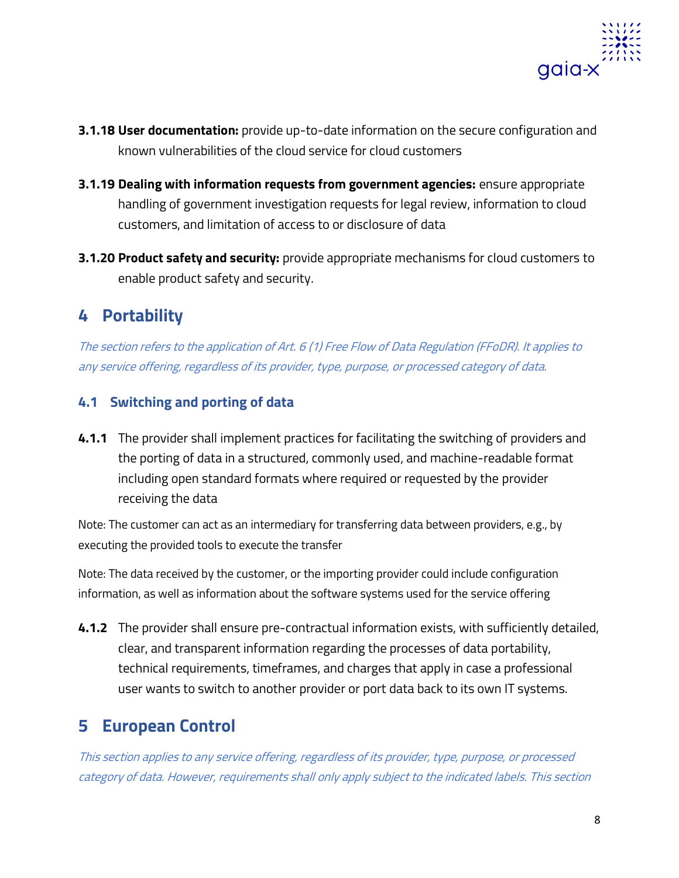**3.1.18 User documentation:** provide up-to-date information on the secure configuration and known vulnerabilities of the cloud service for cloud customers

**3.1.19 Dealing with information requests from government agencies:** ensure appropriate handling of government investigation requests for legal review, information to cloud customers, and limitation of access to or disclosure of data

**3.1.20 Product safety and security:** provide appropriate mechanisms for cloud customers to enable product safety and security.

# 4 Portability

*The section refers to the application of Art. 6 (1) Free Flow of Data Regulation (FFoDR). It applies to any service offering, regardless of its provider, type, purpose, or processed category of data.*

## 4.1 Switching and porting of data

**4.1.1** The provider shall implement practices for facilitating the switching of providers and the porting of data in a structured, commonly used, and machine-readable format including open standard formats where required or requested by the provider receiving the data

Note: The customer can act as an intermediary for transferring data between providers, e.g., by executing the provided tools to execute the transfer

Note: The data received by the customer, or the importing provider could include configuration information, as well as information about the software systems used for the service offering

**4.1.2** The provider shall ensure pre-contractual information exists, with sufficiently detailed, clear, and transparent information regarding the processes of data portability, technical requirements, timeframes, and charges that apply in case a professional user wants to switch to another provider or port data back to its own IT systems.

# 5 European Control

*This section applies to any service offering, regardless of its provider, type, purpose, or processed category of data. However, requirements shall only apply subject to the indicated labels. This section*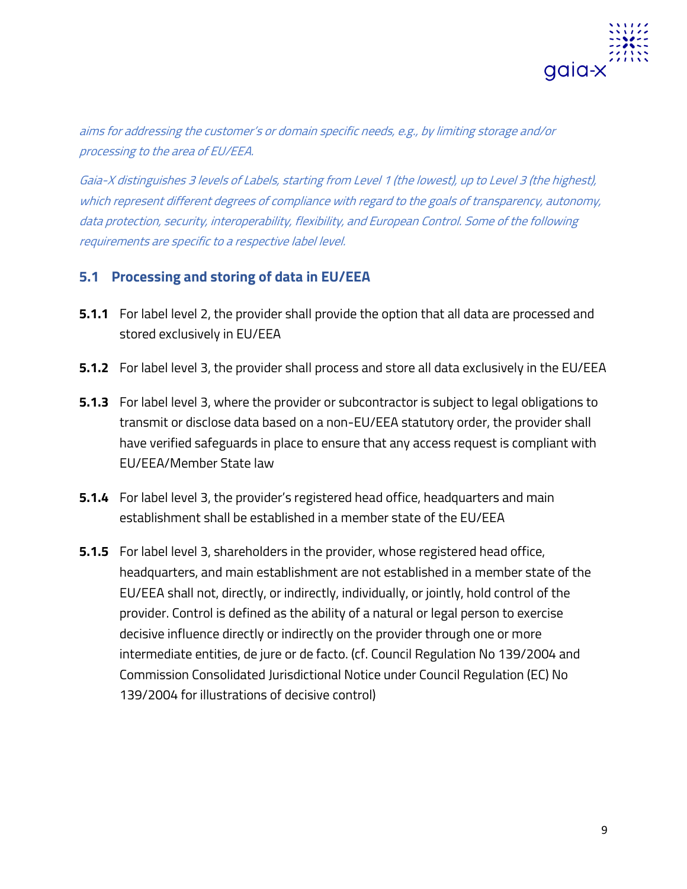*aims for addressing the customer's or domain specific needs, e.g., by limiting storage and/or processing to the area of EU/EEA.*

*Gaia-X distinguishes 3 levels of Labels, starting from Level 1 (the lowest), up to Level 3 (the highest), which represent different degrees of compliance with regard to the goals of transparency, autonomy, data protection, security, interoperability, flexibility, and European Control. Some of the following requirements are specific to a respective label level.*

## 5.1 Processing and storing of data in EU/EEA

**5.1.1** For label level 2, the provider shall provide the option that all data are processed and stored exclusively in EU/EEA

**5.1.2** For label level 3, the provider shall process and store all data exclusively in the EU/EEA

**5.1.3** For label level 3, where the provider or subcontractor is subject to legal obligations to transmit or disclose data based on a non-EU/EEA statutory order, the provider shall have verified safeguards in place to ensure that any access request is compliant with EU/EEA/Member State law

**5.1.4** For label level 3, the provider's registered head office, headquarters and main establishment shall be established in a member state of the EU/EEA

**5.1.5** For label level 3, shareholders in the provider, whose registered head office, headquarters, and main establishment are not established in a member state of the EU/EEA shall not, directly, or indirectly, individually, or jointly, hold control of the provider. Control is defined as the ability of a natural or legal person to exercise decisive influence directly or indirectly on the provider through one or more intermediate entities, de jure or de facto. (cf. Council Regulation No 139/2004 and Commission Consolidated Jurisdictional Notice under Council Regulation (EC) No 139/2004 for illustrations of decisive control)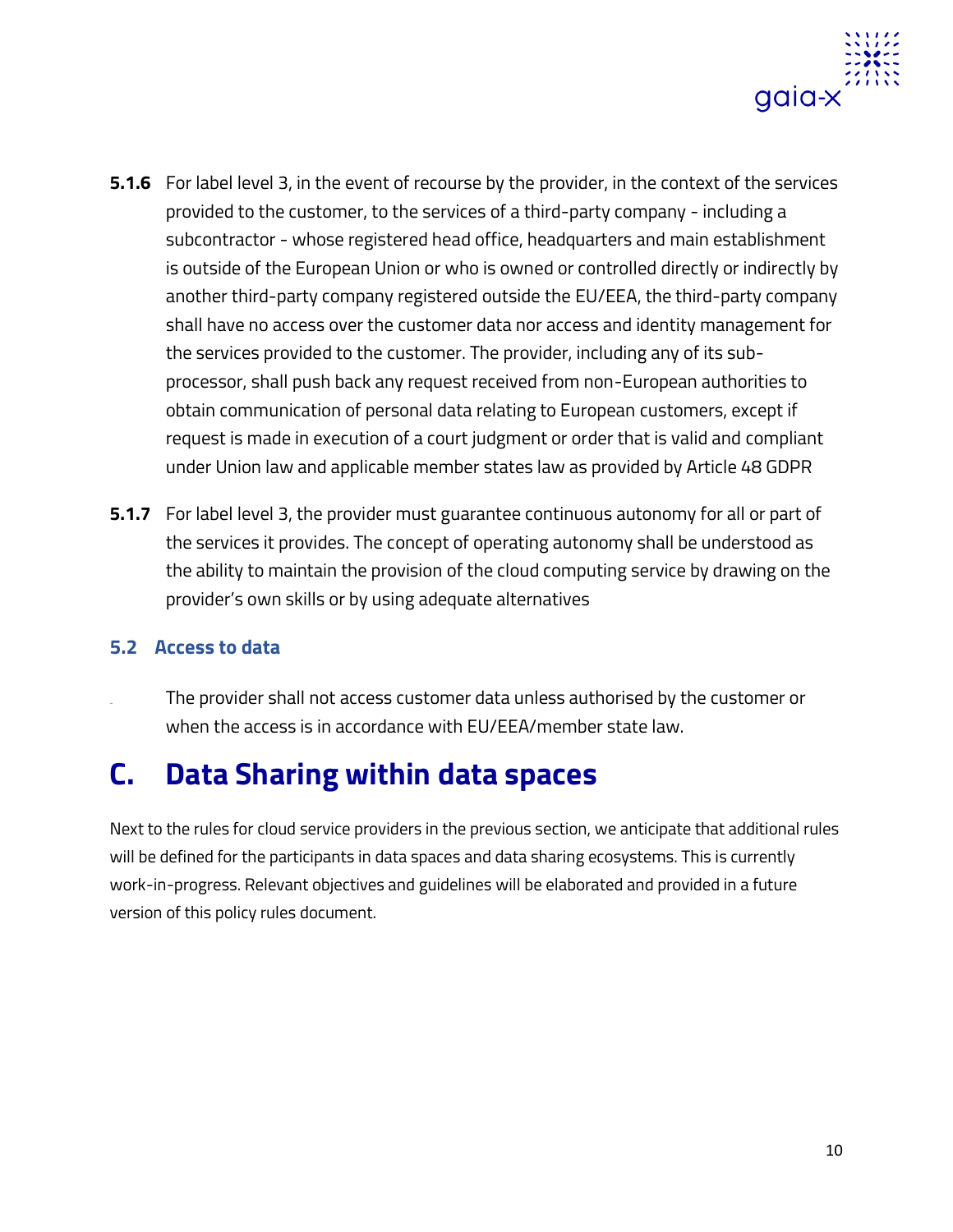**5.1.6** For label level 3, in the event of recourse by the provider, in the context of the services provided to the customer, to the services of a third-party company - including a subcontractor - whose registered head office, headquarters and main establishment is outside of the European Union or who is owned or controlled directly or indirectly by another third-party company registered outside the EU/EEA, the third-party company shall have no access over the customer data nor access and identity management for the services provided to the customer. The provider, including any of its sub-processor, shall push back any request received from non-European authorities to obtain communication of personal data relating to European customers, except if request is made in execution of a court judgment or order that is valid and compliant under Union law and applicable member states law as provided by Article 48 GDPR

**5.1.7** For label level 3, the provider must guarantee continuous autonomy for all or part of the services it provides. The concept of operating autonomy shall be understood as the ability to maintain the provision of the cloud computing service by drawing on the provider's own skills or by using adequate alternatives

### 5.2 Access to data

The provider shall not access customer data unless authorised by the customer or when the access is in accordance with EU/EEA/member state law.

# C. Data Sharing within data spaces

Next to the rules for cloud service providers in the previous section, we anticipate that additional rules will be defined for the participants in data spaces and data sharing ecosystems. This is currently work-in-progress. Relevant objectives and guidelines will be elaborated and provided in a future version of this policy rules document.